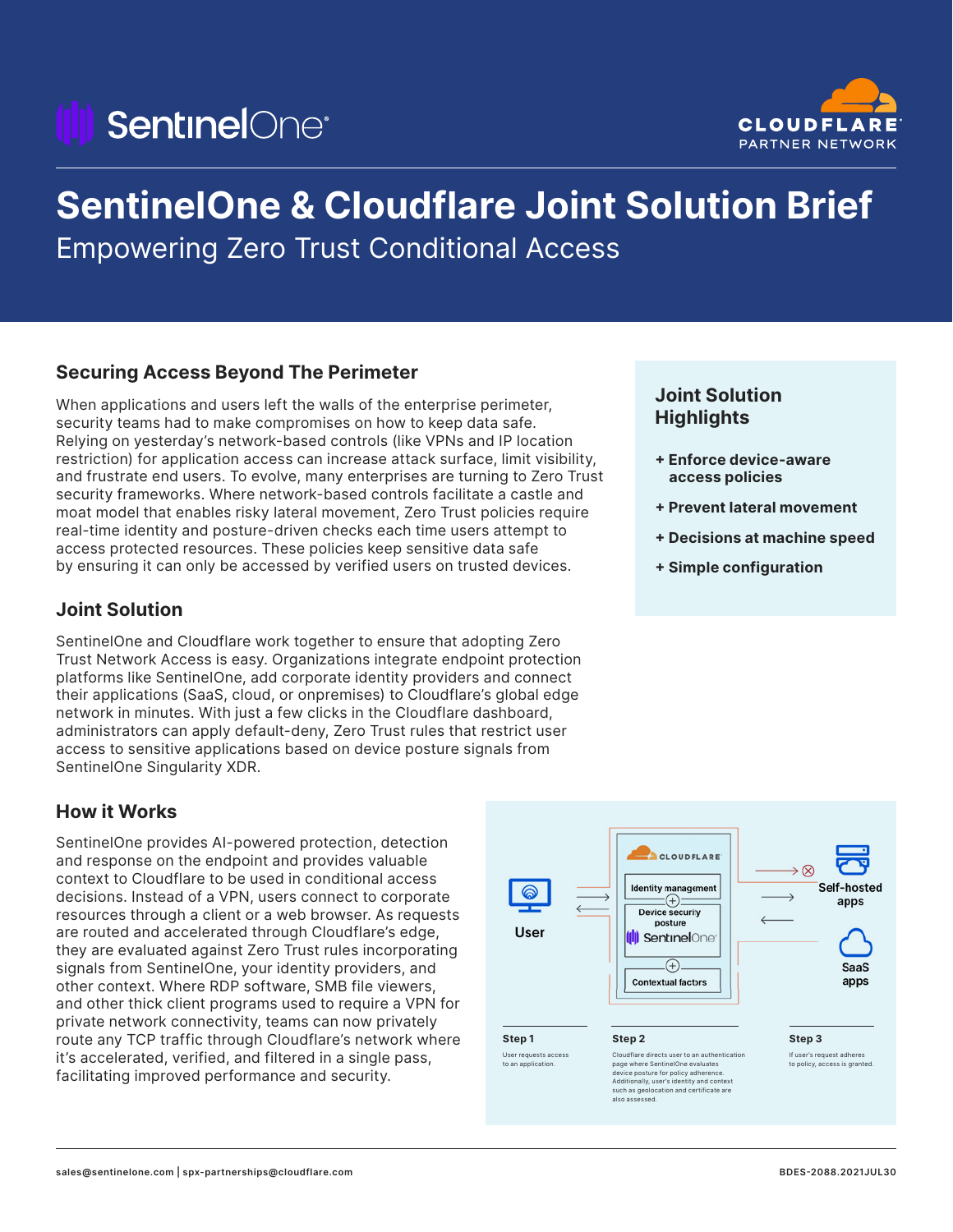# SentinelOne & Cloudflare Joint Solution Brief

Empowering Zero Trust Conditional Access

## Securing Access Beyond The Perimeter

When applications and users left the walls of the enterprise perimeter, security teams had to make compromises on how to keep data safe. Relying on yesterday's network-based controls (like VPNs and IP location restriction) for application access can increase attack surface, limit visibility, and frustrate end users. To evolve, many enterprises are turning to Zero Trust security frameworks. Where network-based controls facilitate a castle and moat model that enables risky lateral movement, Zero Trust policies require real-time identity and posture-driven checks each time users attempt to access protected resources. These policies keep sensitive data safe by ensuring it can only be accessed by verified users on trusted devices.

### Joint Solution Highlights

- **+ Enforce device-aware access policies**
- **+ Prevent lateral movement**
- **+ Decisions at machine speed**
- **+ Simple configuration**

## Joint Solution

SentinelOne and Cloudflare work together to ensure that adopting Zero Trust Network Access is easy. Organizations integrate endpoint protection platforms like SentinelOne, add corporate identity providers and connect their applications (SaaS, cloud, or onpremises) to Cloudflare's global edge network in minutes. With just a few clicks in the Cloudflare dashboard, administrators can apply default-deny, Zero Trust rules that restrict user access to sensitive applications based on device posture signals from SentinelOne Singularity XDR.

## How it Works

SentinelOne provides AI-powered protection, detection and response on the endpoint and provides valuable context to Cloudflare to be used in conditional access decisions. Instead of a VPN, users connect to corporate resources through a client or a web browser. As requests are routed and accelerated through Cloudflare's edge, they are evaluated against Zero Trust rules incorporating signals from SentinelOne, your identity providers, and other context. Where RDP software, SMB file viewers, and other thick client programs used to require a VPN for private network connectivity, teams can now privately route any TCP traffic through Cloudflare's network where it's accelerated, verified, and filtered in a single pass, facilitating improved performance and security.

User | Cloudflare: Identity management + Device security posture (SentinelOne) + Contextual factors | Self-hosted apps | SaaS apps

**Step 1**
User requests access to an application.

**Step 2**
Cloudflare directs user to an authentication page where SentinelOne evaluates device posture for policy adherence. Additionally, user's identity and context such as geolocation and certificate are also assessed.

**Step 3**
If user's request adheres to policy, access is granted.

sales@sentinelone.com | spx-partnerships@cloudflare.com

BDES-2088.2021JUL30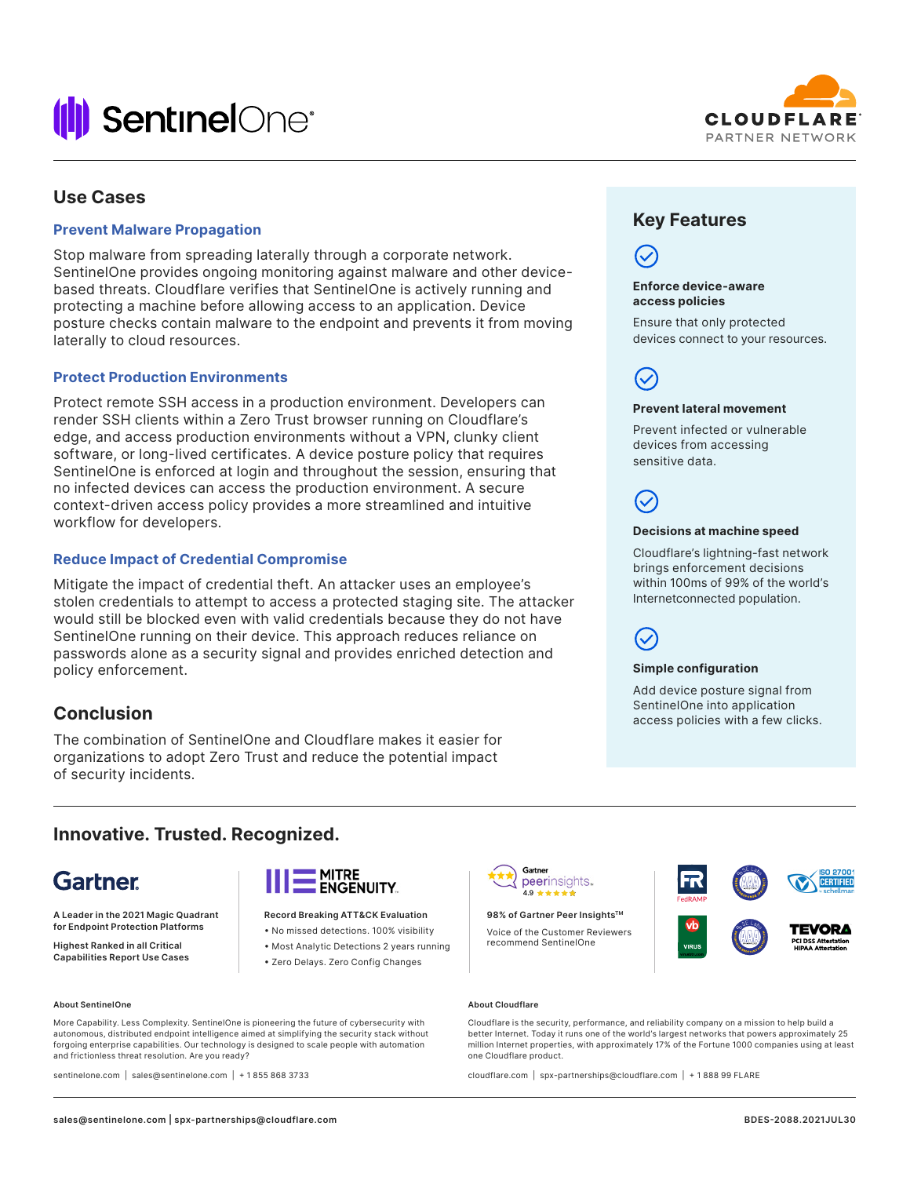## Use Cases

### Prevent Malware Propagation

Stop malware from spreading laterally through a corporate network. SentinelOne provides ongoing monitoring against malware and other device-based threats. Cloudflare verifies that SentinelOne is actively running and protecting a machine before allowing access to an application. Device posture checks contain malware to the endpoint and prevents it from moving laterally to cloud resources.

### Protect Production Environments

Protect remote SSH access in a production environment. Developers can render SSH clients within a Zero Trust browser running on Cloudflare's edge, and access production environments without a VPN, clunky client software, or long-lived certificates. A device posture policy that requires SentinelOne is enforced at login and throughout the session, ensuring that no infected devices can access the production environment. A secure context-driven access policy provides a more streamlined and intuitive workflow for developers.

### Reduce Impact of Credential Compromise

Mitigate the impact of credential theft. An attacker uses an employee's stolen credentials to attempt to access a protected staging site. The attacker would still be blocked even with valid credentials because they do not have SentinelOne running on their device. This approach reduces reliance on passwords alone as a security signal and provides enriched detection and policy enforcement.

## Conclusion

The combination of SentinelOne and Cloudflare makes it easier for organizations to adopt Zero Trust and reduce the potential impact of security incidents.

## Key Features

**Enforce device-aware access policies**

Ensure that only protected devices connect to your resources.

**Prevent lateral movement**

Prevent infected or vulnerable devices from accessing sensitive data.

**Decisions at machine speed**

Cloudflare's lightning-fast network brings enforcement decisions within 100ms of 99% of the world's Internetconnected population.

**Simple configuration**

Add device posture signal from SentinelOne into application access policies with a few clicks.

## Innovative. Trusted. Recognized.

**Gartner**

**A Leader in the 2021 Magic Quadrant for Endpoint Protection Platforms**

**Highest Ranked in all Critical Capabilities Report Use Cases**

**MITRE ENGENUITY**

**Record Breaking ATT&CK Evaluation**

- No missed detections. 100% visibility
- Most Analytic Detections 2 years running
- Zero Delays. Zero Config Changes

**Gartner peerinsights. 4.9**

**98% of Gartner Peer Insights™**

Voice of the Customer Reviewers recommend SentinelOne

FedRAMP | ISO 27001 CERTIFIED | VIRUS | TEVORA PCI DSS Attestation HIPAA Attestation

**About SentinelOne**

More Capability. Less Complexity. SentinelOne is pioneering the future of cybersecurity with autonomous, distributed endpoint intelligence aimed at simplifying the security stack without forgoing enterprise capabilities. Our technology is designed to scale people with automation and frictionless threat resolution. Are you ready?

sentinelone.com | sales@sentinelone.com | + 1 855 868 3733

**About Cloudflare**

Cloudflare is the security, performance, and reliability company on a mission to help build a better Internet. Today it runs one of the world's largest networks that powers approximately 25 million Internet properties, with approximately 17% of the Fortune 1000 companies using at least one Cloudflare product.

cloudflare.com | spx-partnerships@cloudflare.com | + 1 888 99 FLARE

sales@sentinelone.com | spx-partnerships@cloudflare.com

BDES-2088.2021JUL30